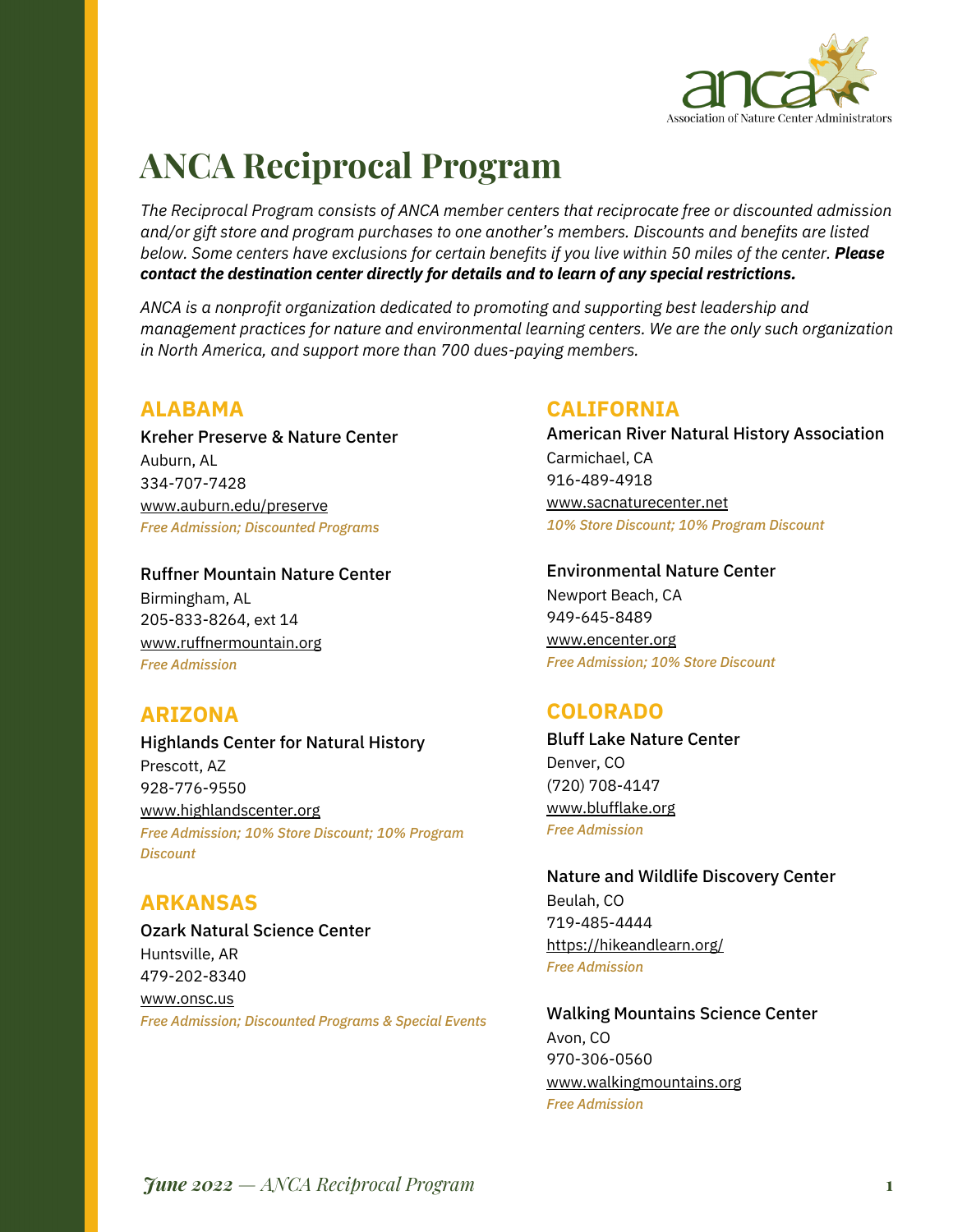# ANCA Reciprocal Program

*The Reciprocal Program consists of ANCA member centers that reciprocate free or discounted admission and/or gift store and program purchases to one another's members. Discounts and benefits are listed below. Some centers have exclusions for certain benefits if you live within 50 miles of the center.* ***Please contact the destination center directly for details and to learn of any special restrictions.***

*ANCA is a nonprofit organization dedicated to promoting and supporting best leadership and management practices for nature and environmental learning centers. We are the only such organization in North America, and support more than 700 dues-paying members.*

## ALABAMA

Kreher Preserve & Nature Center
Auburn, AL
334-707-7428
www.auburn.edu/preserve
*Free Admission; Discounted Programs*

Ruffner Mountain Nature Center
Birmingham, AL
205-833-8264, ext 14
www.ruffnermountain.org
*Free Admission*

## ARIZONA

Highlands Center for Natural History
Prescott, AZ
928-776-9550
www.highlandscenter.org
*Free Admission; 10% Store Discount; 10% Program Discount*

## ARKANSAS

Ozark Natural Science Center
Huntsville, AR
479-202-8340
www.onsc.us
*Free Admission; Discounted Programs & Special Events*

## CALIFORNIA

American River Natural History Association
Carmichael, CA
916-489-4918
www.sacnaturecenter.net
*10% Store Discount; 10% Program Discount*

Environmental Nature Center
Newport Beach, CA
949-645-8489
www.encenter.org
*Free Admission; 10% Store Discount*

## COLORADO

Bluff Lake Nature Center
Denver, CO
(720) 708-4147
www.blufflake.org
*Free Admission*

Nature and Wildlife Discovery Center
Beulah, CO
719-485-4444
https://hikeandlearn.org/
*Free Admission*

Walking Mountains Science Center
Avon, CO
970-306-0560
www.walkingmountains.org
*Free Admission*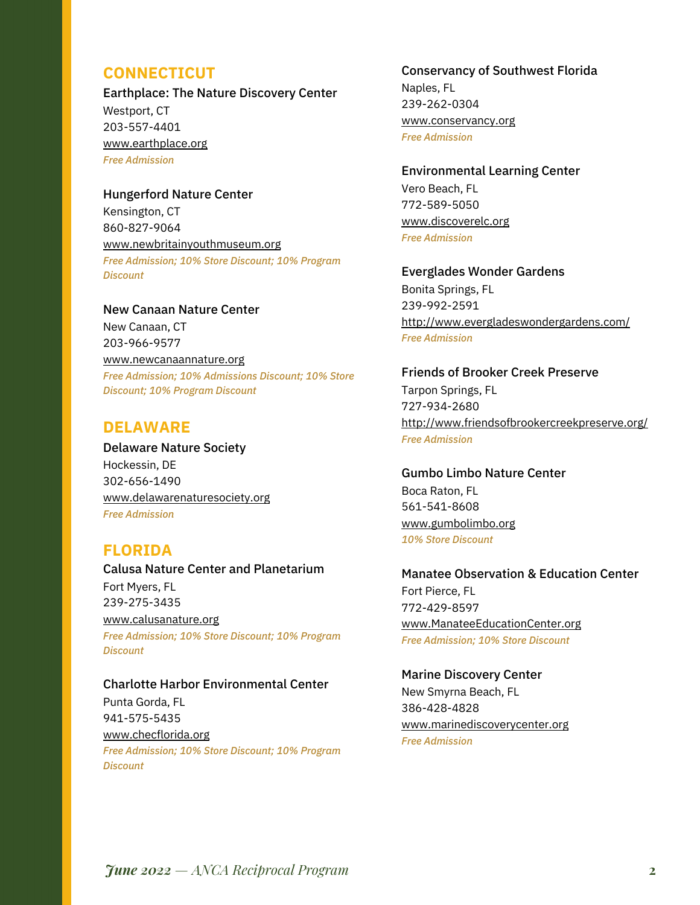## CONNECTICUT

**Earthplace: The Nature Discovery Center**
Westport, CT
203-557-4401
www.earthplace.org
*Free Admission*

**Hungerford Nature Center**
Kensington, CT
860-827-9064
www.newbritainyouthmuseum.org
*Free Admission; 10% Store Discount; 10% Program Discount*

**New Canaan Nature Center**
New Canaan, CT
203-966-9577
www.newcanaannature.org
*Free Admission; 10% Admissions Discount; 10% Store Discount; 10% Program Discount*

## DELAWARE

**Delaware Nature Society**
Hockessin, DE
302-656-1490
www.delawarenaturesociety.org
*Free Admission*

## FLORIDA

**Calusa Nature Center and Planetarium**
Fort Myers, FL
239-275-3435
www.calusanature.org
*Free Admission; 10% Store Discount; 10% Program Discount*

**Charlotte Harbor Environmental Center**
Punta Gorda, FL
941-575-5435
www.checflorida.org
*Free Admission; 10% Store Discount; 10% Program Discount*

**Conservancy of Southwest Florida**
Naples, FL
239-262-0304
www.conservancy.org
*Free Admission*

**Environmental Learning Center**
Vero Beach, FL
772-589-5050
www.discoverelc.org
*Free Admission*

**Everglades Wonder Gardens**
Bonita Springs, FL
239-992-2591
http://www.evergladeswondergardens.com/
*Free Admission*

**Friends of Brooker Creek Preserve**
Tarpon Springs, FL
727-934-2680
http://www.friendsofbrookercreekpreserve.org/
*Free Admission*

**Gumbo Limbo Nature Center**
Boca Raton, FL
561-541-8608
www.gumbolimbo.org
*10% Store Discount*

**Manatee Observation & Education Center**
Fort Pierce, FL
772-429-8597
www.ManateeEducationCenter.org
*Free Admission; 10% Store Discount*

**Marine Discovery Center**
New Smyrna Beach, FL
386-428-4828
www.marinediscoverycenter.org
*Free Admission*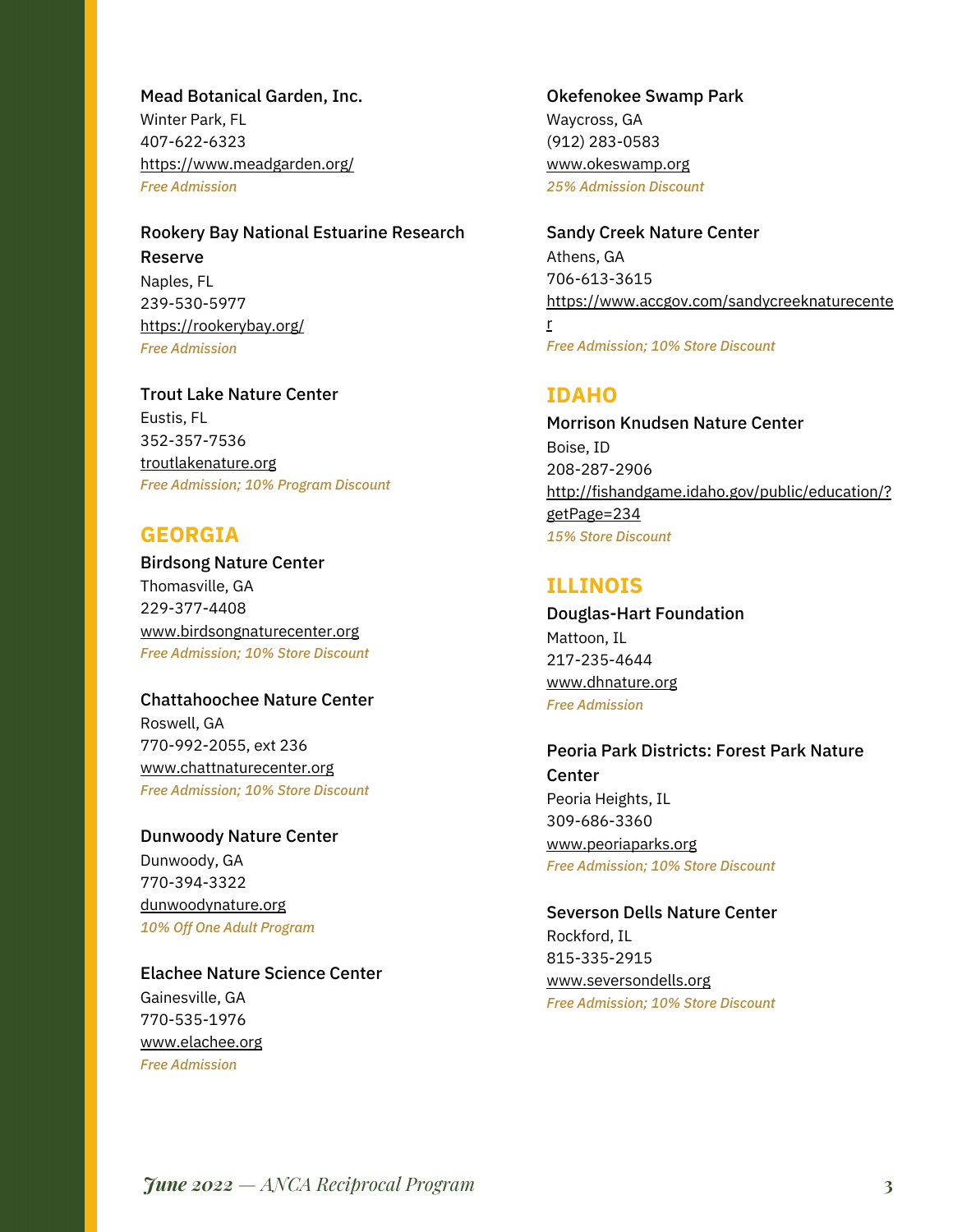**Mead Botanical Garden, Inc.**
Winter Park, FL
407-622-6323
https://www.meadgarden.org/
*Free Admission*

**Rookery Bay National Estuarine Research Reserve**
Naples, FL
239-530-5977
https://rookerybay.org/
*Free Admission*

**Trout Lake Nature Center**
Eustis, FL
352-357-7536
troutlakenature.org
*Free Admission; 10% Program Discount*

## GEORGIA

**Birdsong Nature Center**
Thomasville, GA
229-377-4408
www.birdsongnaturecenter.org
*Free Admission; 10% Store Discount*

**Chattahoochee Nature Center**
Roswell, GA
770-992-2055, ext 236
www.chattnaturecenter.org
*Free Admission; 10% Store Discount*

**Dunwoody Nature Center**
Dunwoody, GA
770-394-3322
dunwoodynature.org
*10% Off One Adult Program*

**Elachee Nature Science Center**
Gainesville, GA
770-535-1976
www.elachee.org
*Free Admission*

**Okefenokee Swamp Park**
Waycross, GA
(912) 283-0583
www.okeswamp.org
*25% Admission Discount*

**Sandy Creek Nature Center**
Athens, GA
706-613-3615
https://www.accgov.com/sandycreeknaturecenter
*Free Admission; 10% Store Discount*

## IDAHO

**Morrison Knudsen Nature Center**
Boise, ID
208-287-2906
http://fishandgame.idaho.gov/public/education/?getPage=234
*15% Store Discount*

## ILLINOIS

**Douglas-Hart Foundation**
Mattoon, IL
217-235-4644
www.dhnature.org
*Free Admission*

**Peoria Park Districts: Forest Park Nature Center**
Peoria Heights, IL
309-686-3360
www.peoriaparks.org
*Free Admission; 10% Store Discount*

**Severson Dells Nature Center**
Rockford, IL
815-335-2915
www.seversondells.org
*Free Admission; 10% Store Discount*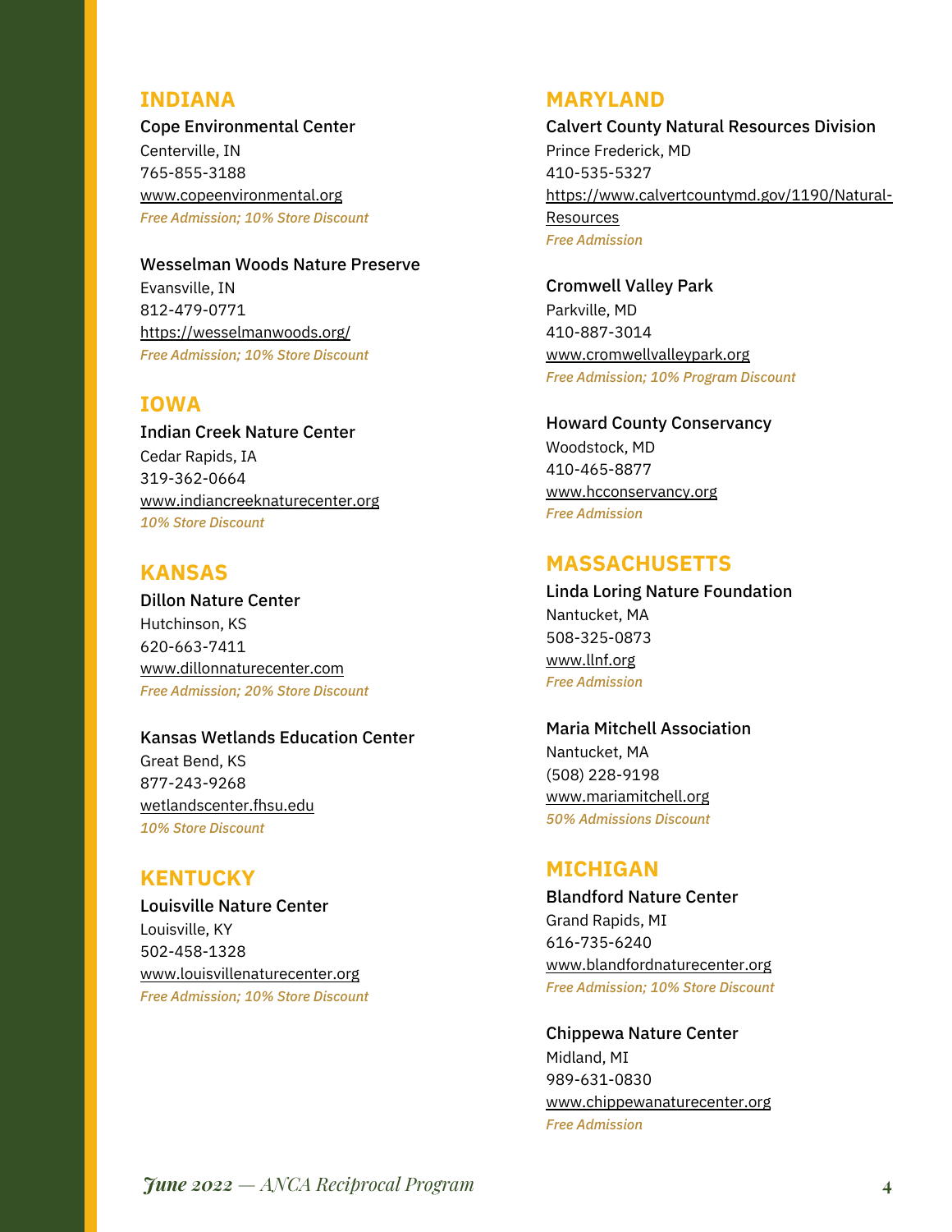## INDIANA

**Cope Environmental Center**
Centerville, IN
765-855-3188
www.copeenvironmental.org
*Free Admission; 10% Store Discount*

**Wesselman Woods Nature Preserve**
Evansville, IN
812-479-0771
https://wesselmanwoods.org/
*Free Admission; 10% Store Discount*

## IOWA

**Indian Creek Nature Center**
Cedar Rapids, IA
319-362-0664
www.indiancreeknaturecenter.org
*10% Store Discount*

## KANSAS

**Dillon Nature Center**
Hutchinson, KS
620-663-7411
www.dillonnaturecenter.com
*Free Admission; 20% Store Discount*

**Kansas Wetlands Education Center**
Great Bend, KS
877-243-9268
wetlandscenter.fhsu.edu
*10% Store Discount*

## KENTUCKY

**Louisville Nature Center**
Louisville, KY
502-458-1328
www.louisvillenaturecenter.org
*Free Admission; 10% Store Discount*

## MARYLAND

**Calvert County Natural Resources Division**
Prince Frederick, MD
410-535-5327
https://www.calvertcountymd.gov/1190/Natural-Resources
*Free Admission*

**Cromwell Valley Park**
Parkville, MD
410-887-3014
www.cromwellvalleypark.org
*Free Admission; 10% Program Discount*

**Howard County Conservancy**
Woodstock, MD
410-465-8877
www.hcconservancy.org
*Free Admission*

## MASSACHUSETTS

**Linda Loring Nature Foundation**
Nantucket, MA
508-325-0873
www.llnf.org
*Free Admission*

**Maria Mitchell Association**
Nantucket, MA
(508) 228-9198
www.mariamitchell.org
*50% Admissions Discount*

## MICHIGAN

**Blandford Nature Center**
Grand Rapids, MI
616-735-6240
www.blandfordnaturecenter.org
*Free Admission; 10% Store Discount*

**Chippewa Nature Center**
Midland, MI
989-631-0830
www.chippewanaturecenter.org
*Free Admission*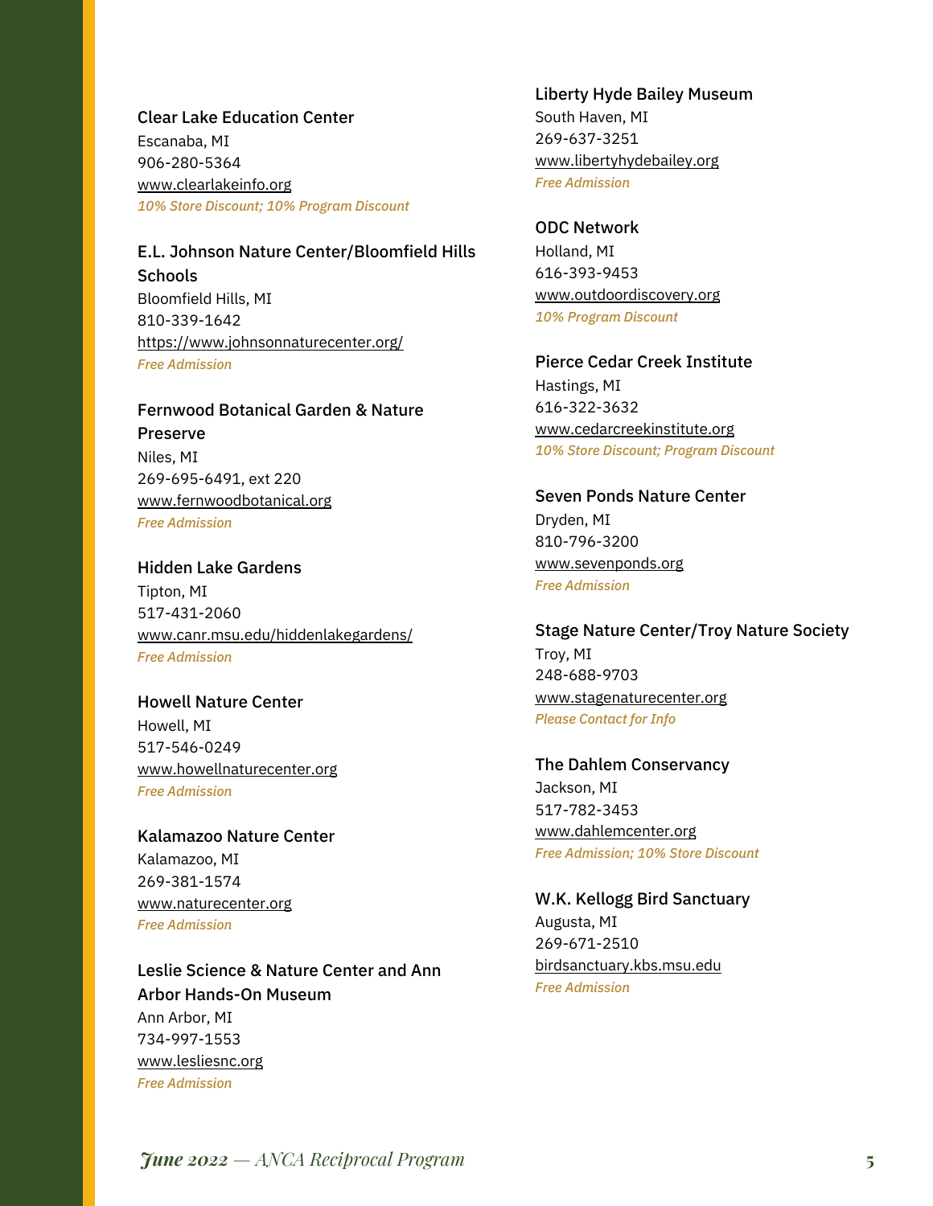**Clear Lake Education Center**
Escanaba, MI
906-280-5364
www.clearlakeinfo.org
*10% Store Discount; 10% Program Discount*

**E.L. Johnson Nature Center/Bloomfield Hills Schools**
Bloomfield Hills, MI
810-339-1642
https://www.johnsonnaturecenter.org/
*Free Admission*

**Fernwood Botanical Garden & Nature Preserve**
Niles, MI
269-695-6491, ext 220
www.fernwoodbotanical.org
*Free Admission*

**Hidden Lake Gardens**
Tipton, MI
517-431-2060
www.canr.msu.edu/hiddenlakegardens/
*Free Admission*

**Howell Nature Center**
Howell, MI
517-546-0249
www.howellnaturecenter.org
*Free Admission*

**Kalamazoo Nature Center**
Kalamazoo, MI
269-381-1574
www.naturecenter.org
*Free Admission*

**Leslie Science & Nature Center and Ann Arbor Hands-On Museum**
Ann Arbor, MI
734-997-1553
www.lesliesnc.org
*Free Admission*

**Liberty Hyde Bailey Museum**
South Haven, MI
269-637-3251
www.libertyhydebailey.org
*Free Admission*

**ODC Network**
Holland, MI
616-393-9453
www.outdoordiscovery.org
*10% Program Discount*

**Pierce Cedar Creek Institute**
Hastings, MI
616-322-3632
www.cedarcreekinstitute.org
*10% Store Discount; Program Discount*

**Seven Ponds Nature Center**
Dryden, MI
810-796-3200
www.sevenponds.org
*Free Admission*

**Stage Nature Center/Troy Nature Society**
Troy, MI
248-688-9703
www.stagenaturecenter.org
*Please Contact for Info*

**The Dahlem Conservancy**
Jackson, MI
517-782-3453
www.dahlemcenter.org
*Free Admission; 10% Store Discount*

**W.K. Kellogg Bird Sanctuary**
Augusta, MI
269-671-2510
birdsanctuary.kbs.msu.edu
*Free Admission*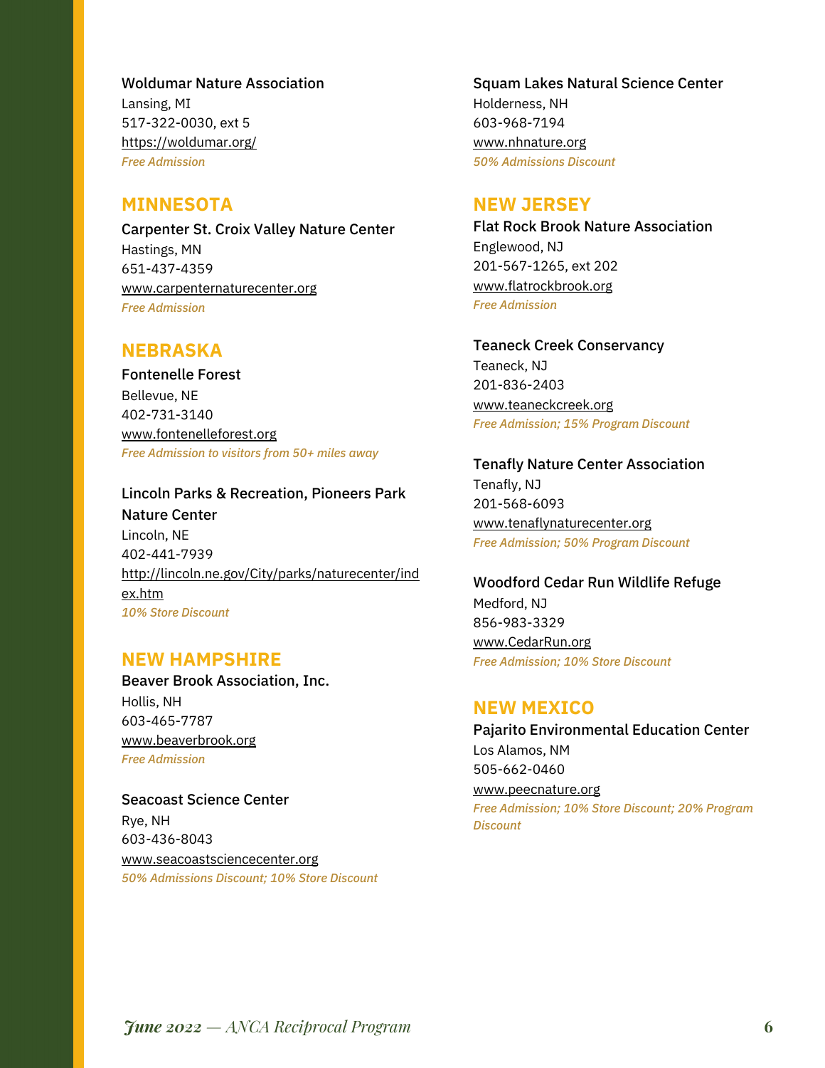**Woldumar Nature Association**
Lansing, MI
517-322-0030, ext 5
https://woldumar.org/
*Free Admission*

## MINNESOTA

**Carpenter St. Croix Valley Nature Center**
Hastings, MN
651-437-4359
www.carpenternaturecenter.org
*Free Admission*

## NEBRASKA

**Fontenelle Forest**
Bellevue, NE
402-731-3140
www.fontenelleforest.org
*Free Admission to visitors from 50+ miles away*

**Lincoln Parks & Recreation, Pioneers Park Nature Center**
Lincoln, NE
402-441-7939
http://lincoln.ne.gov/City/parks/naturecenter/index.htm
*10% Store Discount*

## NEW HAMPSHIRE

**Beaver Brook Association, Inc.**
Hollis, NH
603-465-7787
www.beaverbrook.org
*Free Admission*

**Seacoast Science Center**
Rye, NH
603-436-8043
www.seacoastsciencecenter.org
*50% Admissions Discount; 10% Store Discount*

**Squam Lakes Natural Science Center**
Holderness, NH
603-968-7194
www.nhnature.org
*50% Admissions Discount*

## NEW JERSEY

**Flat Rock Brook Nature Association**
Englewood, NJ
201-567-1265, ext 202
www.flatrockbrook.org
*Free Admission*

**Teaneck Creek Conservancy**
Teaneck, NJ
201-836-2403
www.teaneckcreek.org
*Free Admission; 15% Program Discount*

**Tenafly Nature Center Association**
Tenafly, NJ
201-568-6093
www.tenaflynaturecenter.org
*Free Admission; 50% Program Discount*

**Woodford Cedar Run Wildlife Refuge**
Medford, NJ
856-983-3329
www.CedarRun.org
*Free Admission; 10% Store Discount*

## NEW MEXICO

**Pajarito Environmental Education Center**
Los Alamos, NM
505-662-0460
www.peecnature.org
*Free Admission; 10% Store Discount; 20% Program Discount*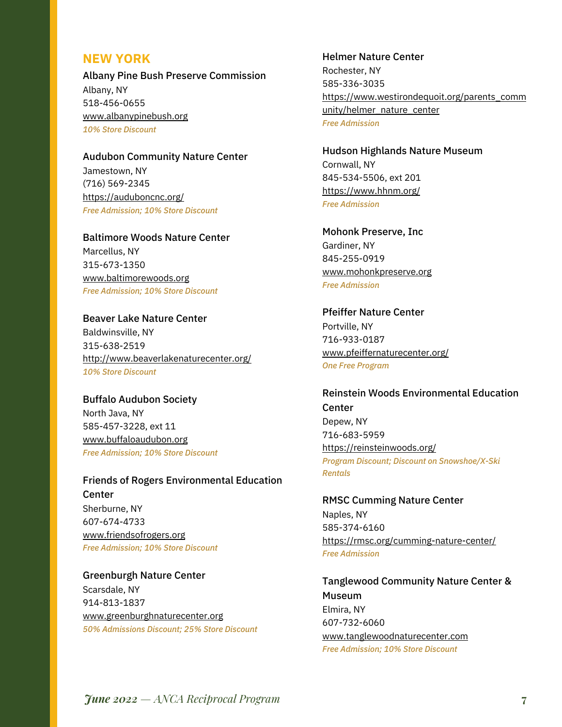## NEW YORK

**Albany Pine Bush Preserve Commission**
Albany, NY
518-456-0655
www.albanypinebush.org
*10% Store Discount*

**Audubon Community Nature Center**
Jamestown, NY
(716) 569-2345
https://auduboncnc.org/
*Free Admission; 10% Store Discount*

**Baltimore Woods Nature Center**
Marcellus, NY
315-673-1350
www.baltimorewoods.org
*Free Admission; 10% Store Discount*

**Beaver Lake Nature Center**
Baldwinsville, NY
315-638-2519
http://www.beaverlakenaturecenter.org/
*10% Store Discount*

**Buffalo Audubon Society**
North Java, NY
585-457-3228, ext 11
www.buffaloaudubon.org
*Free Admission; 10% Store Discount*

**Friends of Rogers Environmental Education Center**
Sherburne, NY
607-674-4733
www.friendsofrogers.org
*Free Admission; 10% Store Discount*

**Greenburgh Nature Center**
Scarsdale, NY
914-813-1837
www.greenburghnaturecenter.org
*50% Admissions Discount; 25% Store Discount*

**Helmer Nature Center**
Rochester, NY
585-336-3035
https://www.westirondequoit.org/parents_community/helmer_nature_center
*Free Admission*

**Hudson Highlands Nature Museum**
Cornwall, NY
845-534-5506, ext 201
https://www.hhnm.org/
*Free Admission*

**Mohonk Preserve, Inc**
Gardiner, NY
845-255-0919
www.mohonkpreserve.org
*Free Admission*

**Pfeiffer Nature Center**
Portville, NY
716-933-0187
www.pfeiffernaturecenter.org/
*One Free Program*

**Reinstein Woods Environmental Education Center**
Depew, NY
716-683-5959
https://reinsteinwoods.org/
*Program Discount; Discount on Snowshoe/X-Ski Rentals*

**RMSC Cumming Nature Center**
Naples, NY
585-374-6160
https://rmsc.org/cumming-nature-center/
*Free Admission*

**Tanglewood Community Nature Center & Museum**
Elmira, NY
607-732-6060
www.tanglewoodnaturecenter.com
*Free Admission; 10% Store Discount*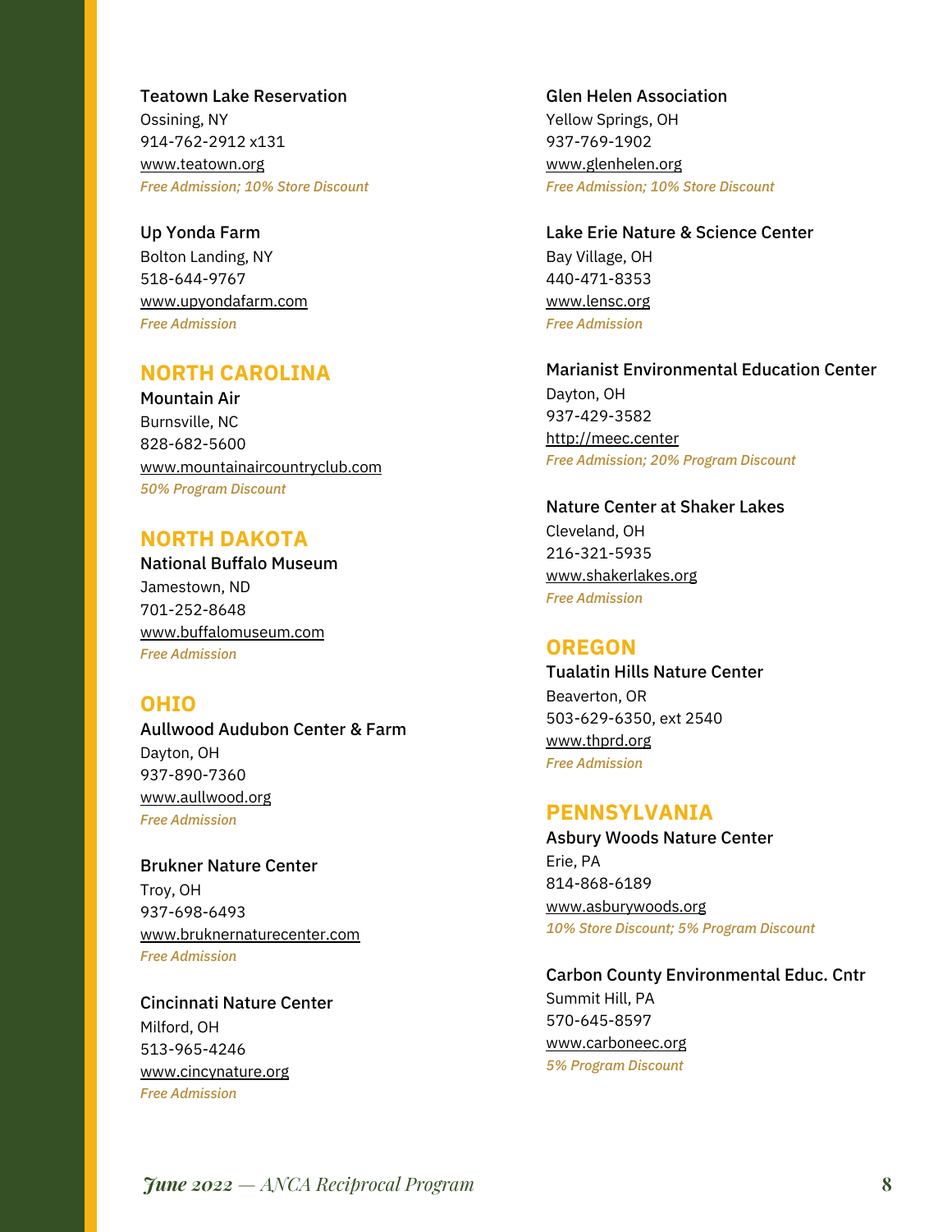**Teatown Lake Reservation**
Ossining, NY
914-762-2912 x131
www.teatown.org
*Free Admission; 10% Store Discount*

**Up Yonda Farm**
Bolton Landing, NY
518-644-9767
www.upyondafarm.com
*Free Admission*

## NORTH CAROLINA

**Mountain Air**
Burnsville, NC
828-682-5600
www.mountainaircountryclub.com
*50% Program Discount*

## NORTH DAKOTA

**National Buffalo Museum**
Jamestown, ND
701-252-8648
www.buffalomuseum.com
*Free Admission*

## OHIO

**Aullwood Audubon Center & Farm**
Dayton, OH
937-890-7360
www.aullwood.org
*Free Admission*

**Brukner Nature Center**
Troy, OH
937-698-6493
www.bruknernaturecenter.com
*Free Admission*

**Cincinnati Nature Center**
Milford, OH
513-965-4246
www.cincynature.org
*Free Admission*

**Glen Helen Association**
Yellow Springs, OH
937-769-1902
www.glenhelen.org
*Free Admission; 10% Store Discount*

**Lake Erie Nature & Science Center**
Bay Village, OH
440-471-8353
www.lensc.org
*Free Admission*

**Marianist Environmental Education Center**
Dayton, OH
937-429-3582
http://meec.center
*Free Admission; 20% Program Discount*

**Nature Center at Shaker Lakes**
Cleveland, OH
216-321-5935
www.shakerlakes.org
*Free Admission*

## OREGON

**Tualatin Hills Nature Center**
Beaverton, OR
503-629-6350, ext 2540
www.thprd.org
*Free Admission*

## PENNSYLVANIA

**Asbury Woods Nature Center**
Erie, PA
814-868-6189
www.asburywoods.org
*10% Store Discount; 5% Program Discount*

**Carbon County Environmental Educ. Cntr**
Summit Hill, PA
570-645-8597
www.carboneec.org
*5% Program Discount*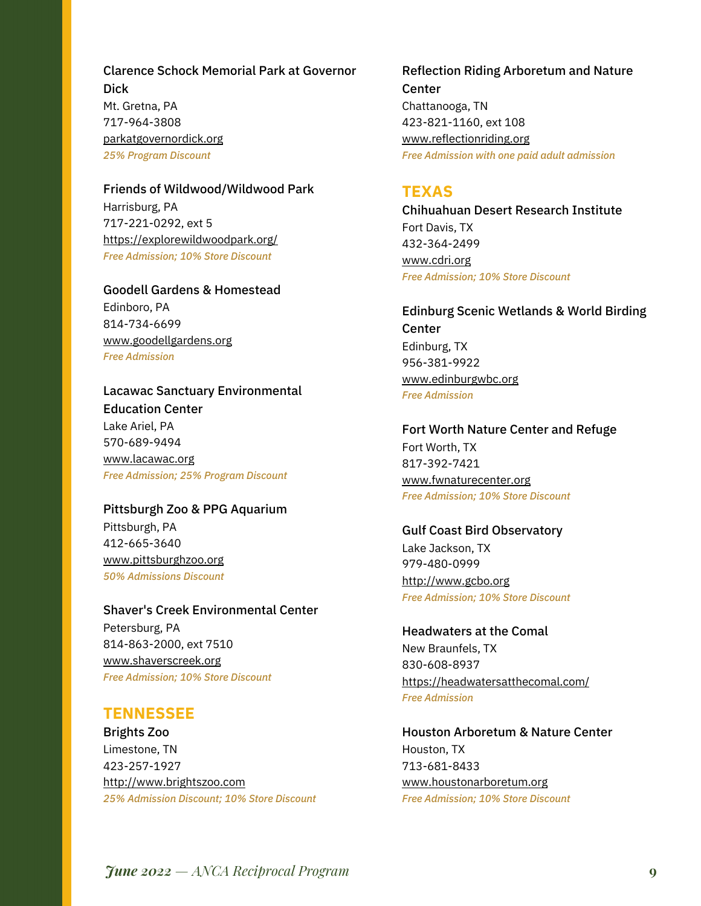**Clarence Schock Memorial Park at Governor Dick**
Mt. Gretna, PA
717-964-3808
parkatgovernordick.org
*25% Program Discount*

**Friends of Wildwood/Wildwood Park**
Harrisburg, PA
717-221-0292, ext 5
https://explorewildwoodpark.org/
*Free Admission; 10% Store Discount*

**Goodell Gardens & Homestead**
Edinboro, PA
814-734-6699
www.goodellgardens.org
*Free Admission*

**Lacawac Sanctuary Environmental Education Center**
Lake Ariel, PA
570-689-9494
www.lacawac.org
*Free Admission; 25% Program Discount*

**Pittsburgh Zoo & PPG Aquarium**
Pittsburgh, PA
412-665-3640
www.pittsburghzoo.org
*50% Admissions Discount*

**Shaver's Creek Environmental Center**
Petersburg, PA
814-863-2000, ext 7510
www.shaverscreek.org
*Free Admission; 10% Store Discount*

## TENNESSEE

**Brights Zoo**
Limestone, TN
423-257-1927
http://www.brightszoo.com
*25% Admission Discount; 10% Store Discount*

**Reflection Riding Arboretum and Nature Center**
Chattanooga, TN
423-821-1160, ext 108
www.reflectionriding.org
*Free Admission with one paid adult admission*

## TEXAS

**Chihuahuan Desert Research Institute**
Fort Davis, TX
432-364-2499
www.cdri.org
*Free Admission; 10% Store Discount*

**Edinburg Scenic Wetlands & World Birding Center**
Edinburg, TX
956-381-9922
www.edinburgwbc.org
*Free Admission*

**Fort Worth Nature Center and Refuge**
Fort Worth, TX
817-392-7421
www.fwnaturecenter.org
*Free Admission; 10% Store Discount*

**Gulf Coast Bird Observatory**
Lake Jackson, TX
979-480-0999
http://www.gcbo.org
*Free Admission; 10% Store Discount*

**Headwaters at the Comal**
New Braunfels, TX
830-608-8937
https://headwatersatthecomal.com/
*Free Admission*

**Houston Arboretum & Nature Center**
Houston, TX
713-681-8433
www.houstonarboretum.org
*Free Admission; 10% Store Discount*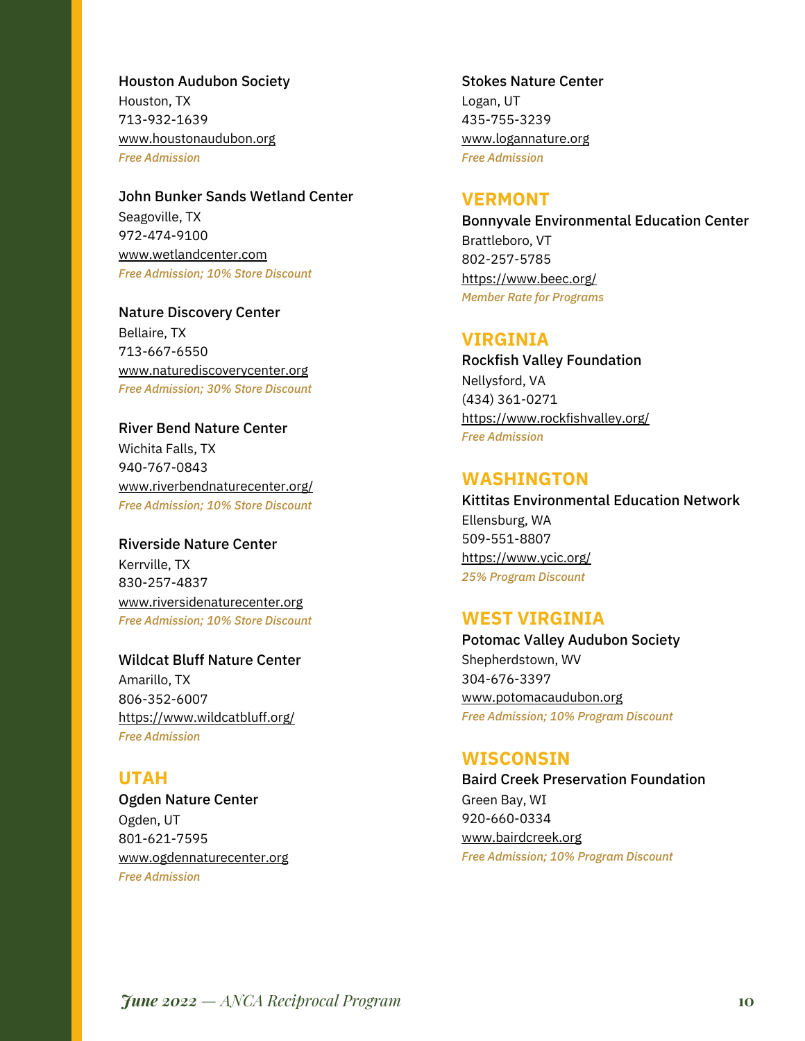**Houston Audubon Society**
Houston, TX
713-932-1639
www.houstonaudubon.org
*Free Admission*

**John Bunker Sands Wetland Center**
Seagoville, TX
972-474-9100
www.wetlandcenter.com
*Free Admission; 10% Store Discount*

**Nature Discovery Center**
Bellaire, TX
713-667-6550
www.naturediscoverycenter.org
*Free Admission; 30% Store Discount*

**River Bend Nature Center**
Wichita Falls, TX
940-767-0843
www.riverbendnaturecenter.org/
*Free Admission; 10% Store Discount*

**Riverside Nature Center**
Kerrville, TX
830-257-4837
www.riversidenaturecenter.org
*Free Admission; 10% Store Discount*

**Wildcat Bluff Nature Center**
Amarillo, TX
806-352-6007
https://www.wildcatbluff.org/
*Free Admission*

## UTAH

**Ogden Nature Center**
Ogden, UT
801-621-7595
www.ogdennaturecenter.org
*Free Admission*

**Stokes Nature Center**
Logan, UT
435-755-3239
www.logannature.org
*Free Admission*

## VERMONT

**Bonnyvale Environmental Education Center**
Brattleboro, VT
802-257-5785
https://www.beec.org/
*Member Rate for Programs*

## VIRGINIA

**Rockfish Valley Foundation**
Nellysford, VA
(434) 361-0271
https://www.rockfishvalley.org/
*Free Admission*

## WASHINGTON

**Kittitas Environmental Education Network**
Ellensburg, WA
509-551-8807
https://www.ycic.org/
*25% Program Discount*

## WEST VIRGINIA

**Potomac Valley Audubon Society**
Shepherdstown, WV
304-676-3397
www.potomacaudubon.org
*Free Admission; 10% Program Discount*

## WISCONSIN

**Baird Creek Preservation Foundation**
Green Bay, WI
920-660-0334
www.bairdcreek.org
*Free Admission; 10% Program Discount*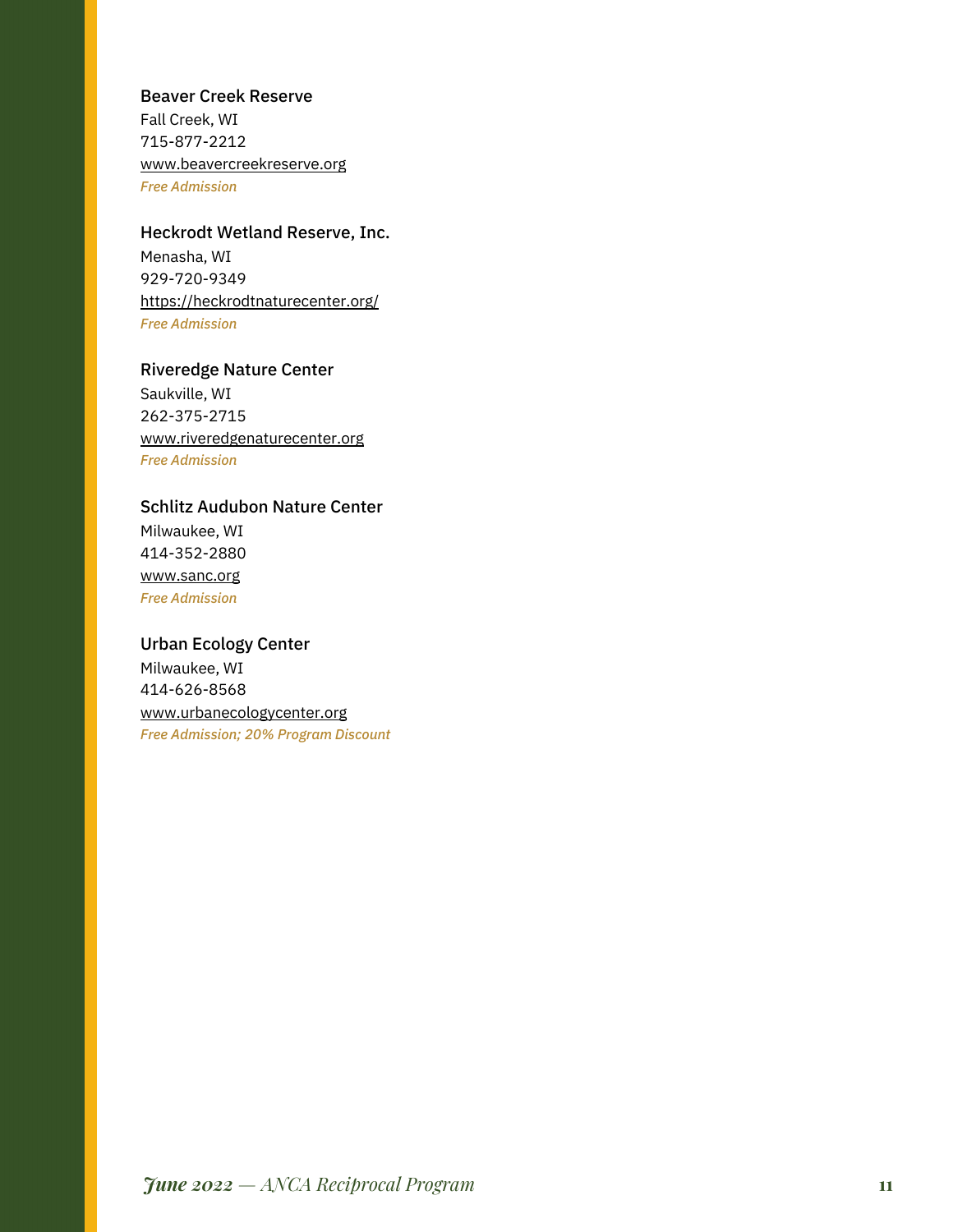**Beaver Creek Reserve**
Fall Creek, WI
715-877-2212
www.beavercreekreserve.org
*Free Admission*

**Heckrodt Wetland Reserve, Inc.**
Menasha, WI
929-720-9349
https://heckrodtnaturecenter.org/
*Free Admission*

**Riveredge Nature Center**
Saukville, WI
262-375-2715
www.riveredgenaturecenter.org
*Free Admission*

**Schlitz Audubon Nature Center**
Milwaukee, WI
414-352-2880
www.sanc.org
*Free Admission*

**Urban Ecology Center**
Milwaukee, WI
414-626-8568
www.urbanecologycenter.org
*Free Admission; 20% Program Discount*